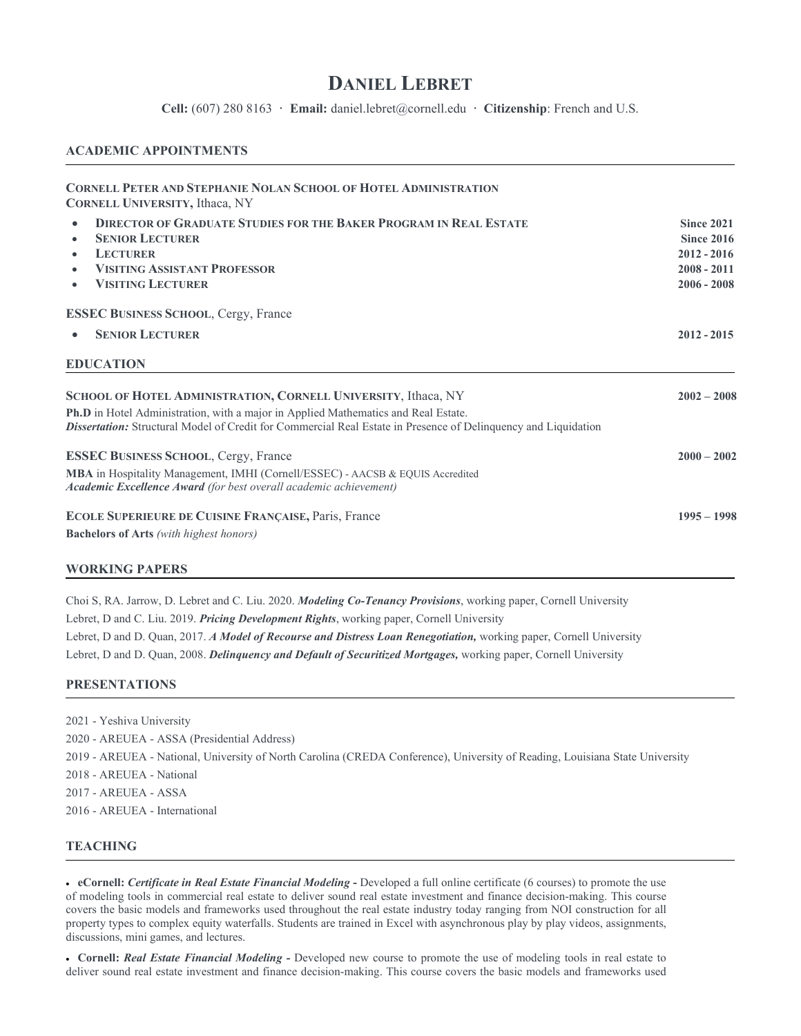# DANIEL LEBRET

**Cell:** (607) 280 8163 · **Email:** daniel.lebret@cornell.edu · **Citizenship**: French and U.S.

## ACADEMIC APPOINTMENTS

**CORNELL PETER AND STEPHANIE NOLAN SCHOOL OF HOTEL ADMINISTRATION**
**CORNELL UNIVERSITY,** Ithaca, NY

- **DIRECTOR OF GRADUATE STUDIES FOR THE BAKER PROGRAM IN REAL ESTATE** — **Since 2021**
- **SENIOR LECTURER** — **Since 2016**
- **LECTURER** — **2012 - 2016**
- **VISITING ASSISTANT PROFESSOR** — **2008 - 2011**
- **VISITING LECTURER** — **2006 - 2008**

**ESSEC BUSINESS SCHOOL**, Cergy, France

- **SENIOR LECTURER** — **2012 - 2015**

## EDUCATION

**SCHOOL OF HOTEL ADMINISTRATION, CORNELL UNIVERSITY**, Ithaca, NY — **2002 – 2008**
**Ph.D** in Hotel Administration, with a major in Applied Mathematics and Real Estate.
***Dissertation:*** Structural Model of Credit for Commercial Real Estate in Presence of Delinquency and Liquidation

**ESSEC BUSINESS SCHOOL**, Cergy, France — **2000 – 2002**
**MBA** in Hospitality Management, IMHI (Cornell/ESSEC) - AACSB & EQUIS Accredited
***Academic Excellence Award*** *(for best overall academic achievement)*

**ECOLE SUPERIEURE DE CUISINE FRANÇAISE,** Paris, France — **1995 – 1998**
**Bachelors of Arts** *(with highest honors)*

## WORKING PAPERS

Choi S, RA. Jarrow, D. Lebret and C. Liu. 2020. ***Modeling Co-Tenancy Provisions***, working paper, Cornell University
Lebret, D and C. Liu. 2019. ***Pricing Development Rights***, working paper, Cornell University
Lebret, D and D. Quan, 2017. ***A Model of Recourse and Distress Loan Renegotiation,*** working paper, Cornell University
Lebret, D and D. Quan, 2008. ***Delinquency and Default of Securitized Mortgages,*** working paper, Cornell University

## PRESENTATIONS

2021 - Yeshiva University
2020 - AREUEA - ASSA (Presidential Address)
2019 - AREUEA - National, University of North Carolina (CREDA Conference), University of Reading, Louisiana State University
2018 - AREUEA - National
2017 - AREUEA - ASSA
2016 - AREUEA - International

## TEACHING

- **eCornell:** ***Certificate in Real Estate Financial Modeling -*** Developed a full online certificate (6 courses) to promote the use of modeling tools in commercial real estate to deliver sound real estate investment and finance decision-making. This course covers the basic models and frameworks used throughout the real estate industry today ranging from NOI construction for all property types to complex equity waterfalls. Students are trained in Excel with asynchronous play by play videos, assignments, discussions, mini games, and lectures.
- **Cornell:** ***Real Estate Financial Modeling -*** Developed new course to promote the use of modeling tools in real estate to deliver sound real estate investment and finance decision-making. This course covers the basic models and frameworks used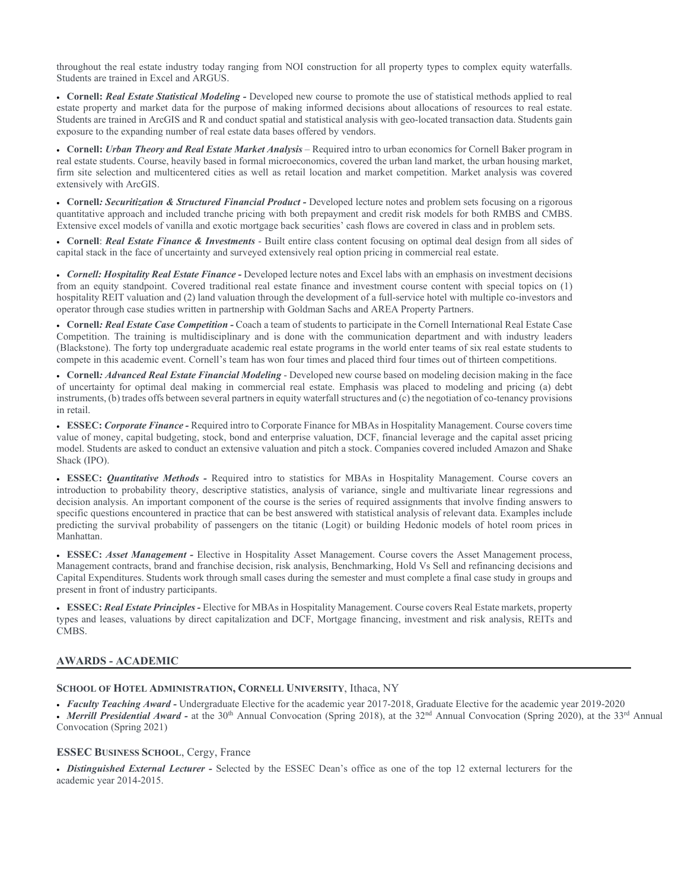throughout the real estate industry today ranging from NOI construction for all property types to complex equity waterfalls. Students are trained in Excel and ARGUS.

- **Cornell:** ***Real Estate Statistical Modeling -*** Developed new course to promote the use of statistical methods applied to real estate property and market data for the purpose of making informed decisions about allocations of resources to real estate. Students are trained in ArcGIS and R and conduct spatial and statistical analysis with geo-located transaction data. Students gain exposure to the expanding number of real estate data bases offered by vendors.

- **Cornell:** ***Urban Theory and Real Estate Market Analysis*** – Required intro to urban economics for Cornell Baker program in real estate students. Course, heavily based in formal microeconomics, covered the urban land market, the urban housing market, firm site selection and multicentered cities as well as retail location and market competition. Market analysis was covered extensively with ArcGIS.

- **Cornell*: Securitization & Structured Financial Product -*** Developed lecture notes and problem sets focusing on a rigorous quantitative approach and included tranche pricing with both prepayment and credit risk models for both RMBS and CMBS. Extensive excel models of vanilla and exotic mortgage back securities' cash flows are covered in class and in problem sets.

- **Cornell**: ***Real Estate Finance & Investments*** - Built entire class content focusing on optimal deal design from all sides of capital stack in the face of uncertainty and surveyed extensively real option pricing in commercial real estate.

- ***Cornell: Hospitality Real Estate Finance -*** Developed lecture notes and Excel labs with an emphasis on investment decisions from an equity standpoint. Covered traditional real estate finance and investment course content with special topics on (1) hospitality REIT valuation and (2) land valuation through the development of a full-service hotel with multiple co-investors and operator through case studies written in partnership with Goldman Sachs and AREA Property Partners.

- **Cornell*: Real Estate Case Competition -*** Coach a team of students to participate in the Cornell International Real Estate Case Competition. The training is multidisciplinary and is done with the communication department and with industry leaders (Blackstone). The forty top undergraduate academic real estate programs in the world enter teams of six real estate students to compete in this academic event. Cornell's team has won four times and placed third four times out of thirteen competitions.

- **Cornell*: Advanced Real Estate Financial Modeling*** - Developed new course based on modeling decision making in the face of uncertainty for optimal deal making in commercial real estate. Emphasis was placed to modeling and pricing (a) debt instruments, (b) trades offs between several partners in equity waterfall structures and (c) the negotiation of co-tenancy provisions in retail.

- **ESSEC:** ***Corporate Finance -*** Required intro to Corporate Finance for MBAs in Hospitality Management. Course covers time value of money, capital budgeting, stock, bond and enterprise valuation, DCF, financial leverage and the capital asset pricing model. Students are asked to conduct an extensive valuation and pitch a stock. Companies covered included Amazon and Shake Shack (IPO).

- **ESSEC:** ***Quantitative Methods -*** Required intro to statistics for MBAs in Hospitality Management. Course covers an introduction to probability theory, descriptive statistics, analysis of variance, single and multivariate linear regressions and decision analysis. An important component of the course is the series of required assignments that involve finding answers to specific questions encountered in practice that can be best answered with statistical analysis of relevant data. Examples include predicting the survival probability of passengers on the titanic (Logit) or building Hedonic models of hotel room prices in Manhattan.

- **ESSEC:** ***Asset Management -*** Elective in Hospitality Asset Management. Course covers the Asset Management process, Management contracts, brand and franchise decision, risk analysis, Benchmarking, Hold Vs Sell and refinancing decisions and Capital Expenditures. Students work through small cases during the semester and must complete a final case study in groups and present in front of industry participants.

- **ESSEC:** ***Real Estate Principles -*** Elective for MBAs in Hospitality Management. Course covers Real Estate markets, property types and leases, valuations by direct capitalization and DCF, Mortgage financing, investment and risk analysis, REITs and CMBS.

## AWARDS - ACADEMIC

### SCHOOL OF HOTEL ADMINISTRATION, CORNELL UNIVERSITY, Ithaca, NY

- ***Faculty Teaching Award -*** Undergraduate Elective for the academic year 2017-2018, Graduate Elective for the academic year 2019-2020
- ***Merrill Presidential Award -*** at the 30th Annual Convocation (Spring 2018), at the 32nd Annual Convocation (Spring 2020), at the 33rd Annual Convocation (Spring 2021)

### ESSEC BUSINESS SCHOOL, Cergy, France

- ***Distinguished External Lecturer -*** Selected by the ESSEC Dean's office as one of the top 12 external lecturers for the academic year 2014-2015.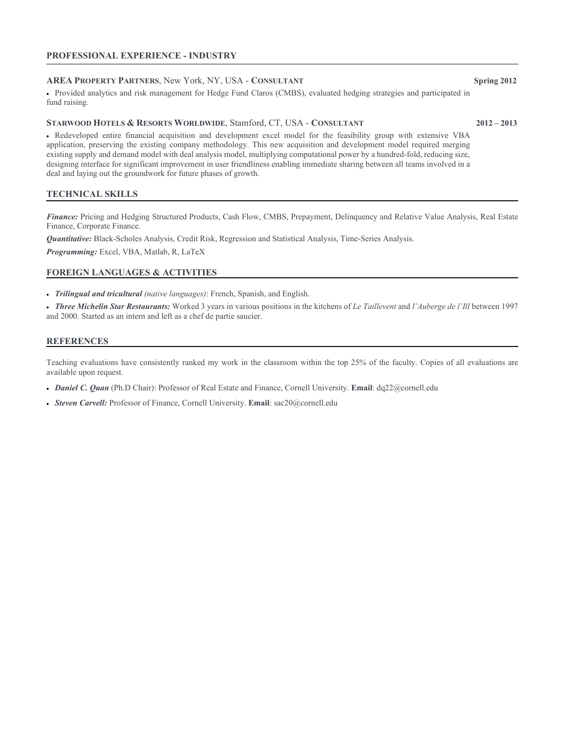## PROFESSIONAL EXPERIENCE - INDUSTRY

**AREA PROPERTY PARTNERS**, New York, NY, USA - **CONSULTANT** **Spring 2012**

- Provided analytics and risk management for Hedge Fund Claros (CMBS), evaluated hedging strategies and participated in fund raising.

**STARWOOD HOTELS & RESORTS WORLDWIDE**, Stamford, CT, USA - **CONSULTANT** **2012 – 2013**

- Redeveloped entire financial acquisition and development excel model for the feasibility group with extensive VBA application, preserving the existing company methodology. This new acquisition and development model required merging existing supply and demand model with deal analysis model, multiplying computational power by a hundred-fold, reducing size, designing interface for significant improvement in user friendliness enabling immediate sharing between all teams involved in a deal and laying out the groundwork for future phases of growth.

## TECHNICAL SKILLS

***Finance:*** Pricing and Hedging Structured Products, Cash Flow, CMBS, Prepayment, Delinquency and Relative Value Analysis, Real Estate Finance, Corporate Finance.

***Quantitative:*** Black-Scholes Analysis, Credit Risk, Regression and Statistical Analysis, Time-Series Analysis.

***Programming:*** Excel, VBA, Matlab, R, LaTeX

## FOREIGN LANGUAGES & ACTIVITIES

- ***Trilingual and tricultural*** *(native languages)*: French, Spanish, and English.
- ***Three Michelin Star Restaurants:*** Worked 3 years in various positions in the kitchens of *Le Taillevent* and *l'Auberge de l'Ill* between 1997 and 2000. Started as an intern and left as a chef de partie saucier.

## REFERENCES

Teaching evaluations have consistently ranked my work in the classroom within the top 25% of the faculty. Copies of all evaluations are available upon request.

- ***Daniel C. Quan*** (Ph.D Chair): Professor of Real Estate and Finance, Cornell University. **Email**: dq22@cornell.edu
- ***Steven Carvell:*** Professor of Finance, Cornell University. **Email**: sac20@cornell.edu